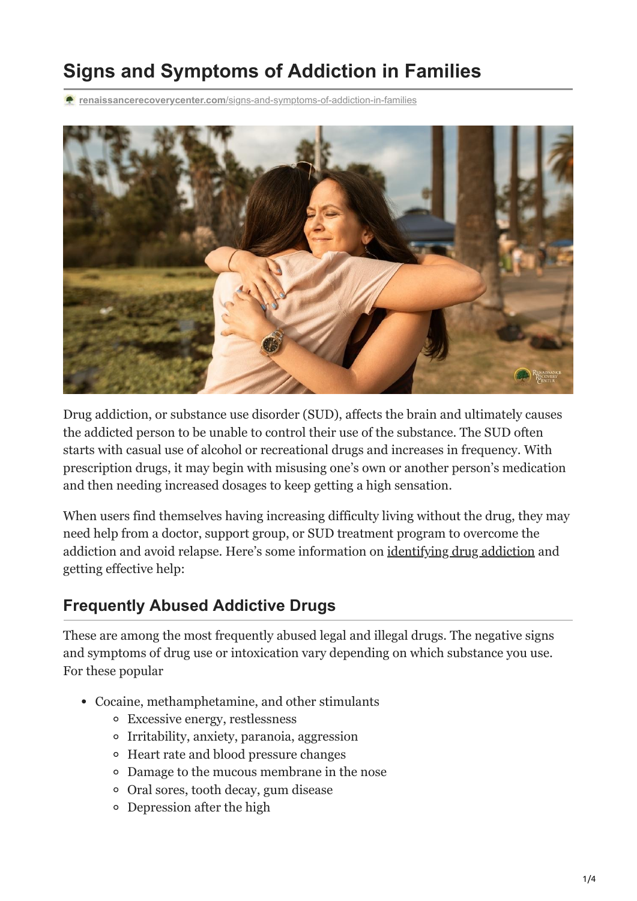# Signs and Symptoms of Addiction in Families

renaissancerecoverycenter.com/signs-and-symptoms-of-addiction-in-families

Drug addiction, or substance use disorder (SUD), affects the brain and ultimately causes the addicted person to be unable to control their use of the substance. The SUD often starts with casual use of alcohol or recreational drugs and increases in frequency. With prescription drugs, it may begin with misusing one's own or another person's medication and then needing increased dosages to keep getting a high sensation.

When users find themselves having increasing difficulty living without the drug, they may need help from a doctor, support group, or SUD treatment program to overcome the addiction and avoid relapse. Here's some information on identifying drug addiction and getting effective help:

## Frequently Abused Addictive Drugs

These are among the most frequently abused legal and illegal drugs. The negative signs and symptoms of drug use or intoxication vary depending on which substance you use. For these popular

- Cocaine, methamphetamine, and other stimulants
  - Excessive energy, restlessness
  - Irritability, anxiety, paranoia, aggression
  - Heart rate and blood pressure changes
  - Damage to the mucous membrane in the nose
  - Oral sores, tooth decay, gum disease
  - Depression after the high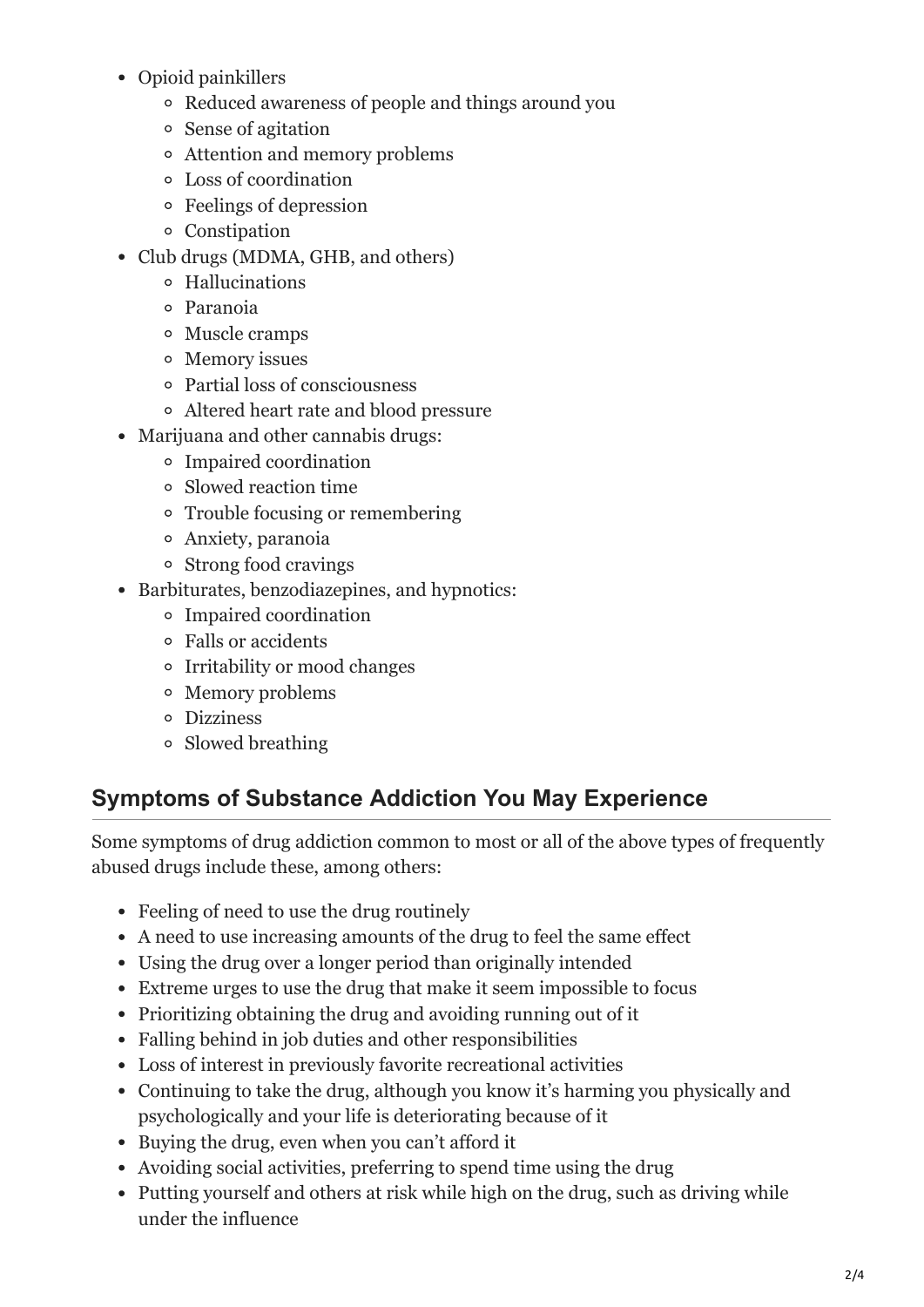- Opioid painkillers
  - Reduced awareness of people and things around you
  - Sense of agitation
  - Attention and memory problems
  - Loss of coordination
  - Feelings of depression
  - Constipation
- Club drugs (MDMA, GHB, and others)
  - Hallucinations
  - Paranoia
  - Muscle cramps
  - Memory issues
  - Partial loss of consciousness
  - Altered heart rate and blood pressure
- Marijuana and other cannabis drugs:
  - Impaired coordination
  - Slowed reaction time
  - Trouble focusing or remembering
  - Anxiety, paranoia
  - Strong food cravings
- Barbiturates, benzodiazepines, and hypnotics:
  - Impaired coordination
  - Falls or accidents
  - Irritability or mood changes
  - Memory problems
  - Dizziness
  - Slowed breathing

## Symptoms of Substance Addiction You May Experience

Some symptoms of drug addiction common to most or all of the above types of frequently abused drugs include these, among others:

- Feeling of need to use the drug routinely
- A need to use increasing amounts of the drug to feel the same effect
- Using the drug over a longer period than originally intended
- Extreme urges to use the drug that make it seem impossible to focus
- Prioritizing obtaining the drug and avoiding running out of it
- Falling behind in job duties and other responsibilities
- Loss of interest in previously favorite recreational activities
- Continuing to take the drug, although you know it's harming you physically and psychologically and your life is deteriorating because of it
- Buying the drug, even when you can't afford it
- Avoiding social activities, preferring to spend time using the drug
- Putting yourself and others at risk while high on the drug, such as driving while under the influence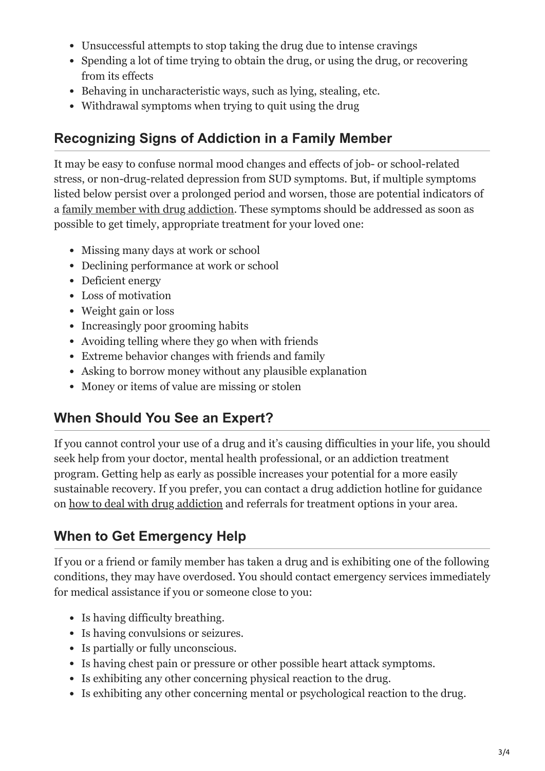- Unsuccessful attempts to stop taking the drug due to intense cravings
- Spending a lot of time trying to obtain the drug, or using the drug, or recovering from its effects
- Behaving in uncharacteristic ways, such as lying, stealing, etc.
- Withdrawal symptoms when trying to quit using the drug

## Recognizing Signs of Addiction in a Family Member

It may be easy to confuse normal mood changes and effects of job- or school-related stress, or non-drug-related depression from SUD symptoms. But, if multiple symptoms listed below persist over a prolonged period and worsen, those are potential indicators of a family member with drug addiction. These symptoms should be addressed as soon as possible to get timely, appropriate treatment for your loved one:

- Missing many days at work or school
- Declining performance at work or school
- Deficient energy
- Loss of motivation
- Weight gain or loss
- Increasingly poor grooming habits
- Avoiding telling where they go when with friends
- Extreme behavior changes with friends and family
- Asking to borrow money without any plausible explanation
- Money or items of value are missing or stolen

## When Should You See an Expert?

If you cannot control your use of a drug and it's causing difficulties in your life, you should seek help from your doctor, mental health professional, or an addiction treatment program. Getting help as early as possible increases your potential for a more easily sustainable recovery. If you prefer, you can contact a drug addiction hotline for guidance on how to deal with drug addiction and referrals for treatment options in your area.

## When to Get Emergency Help

If you or a friend or family member has taken a drug and is exhibiting one of the following conditions, they may have overdosed. You should contact emergency services immediately for medical assistance if you or someone close to you:

- Is having difficulty breathing.
- Is having convulsions or seizures.
- Is partially or fully unconscious.
- Is having chest pain or pressure or other possible heart attack symptoms.
- Is exhibiting any other concerning physical reaction to the drug.
- Is exhibiting any other concerning mental or psychological reaction to the drug.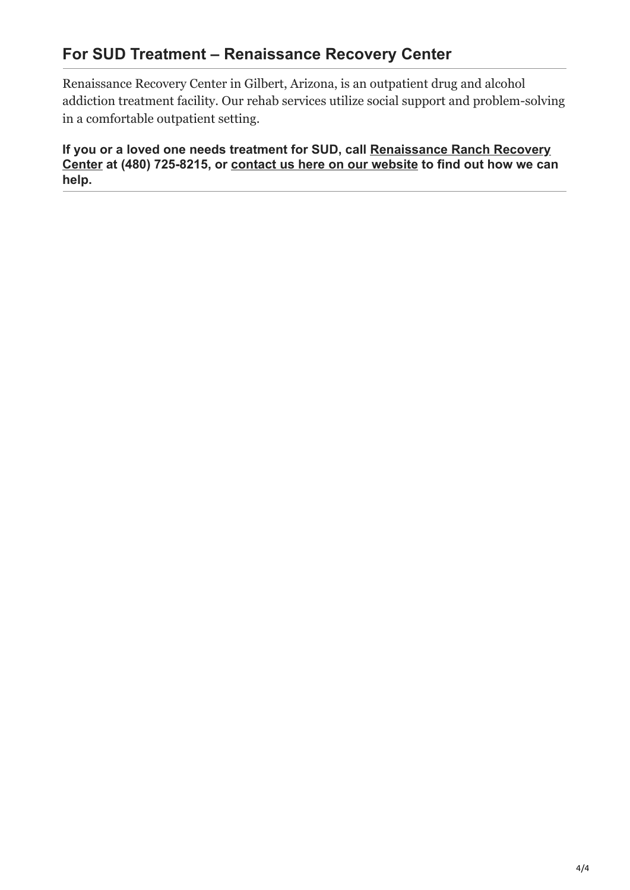## For SUD Treatment – Renaissance Recovery Center

Renaissance Recovery Center in Gilbert, Arizona, is an outpatient drug and alcohol addiction treatment facility. Our rehab services utilize social support and problem-solving in a comfortable outpatient setting.

**If you or a loved one needs treatment for SUD, call Renaissance Ranch Recovery Center at (480) 725-8215, or contact us here on our website to find out how we can help.**